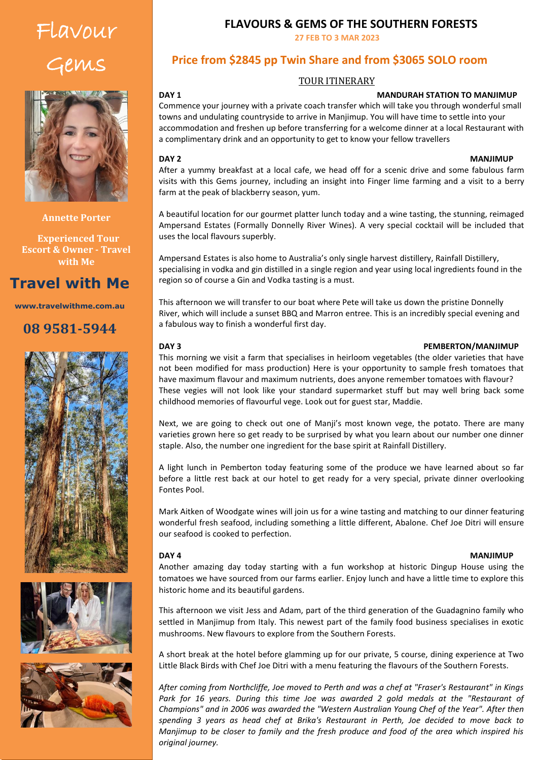# Flavour Gems

**Annette Porter**

**Experienced Tour Escort & Owner - Travel with Me**

## Travel with Me

**www.travelwithme.com.au**

## 08 9581-5944

# FLAVOURS & GEMS OF THE SOUTHERN FORESTS

**27 FEB TO 3 MAR 2023**

## Price from $2845 pp Twin Share and from $3065 SOLO room

### TOUR ITINERARY

**DAY 1** — **MANDURAH STATION TO MANJIMUP**

Commence your journey with a private coach transfer which will take you through wonderful small towns and undulating countryside to arrive in Manjimup. You will have time to settle into your accommodation and freshen up before transferring for a welcome dinner at a local Restaurant with a complimentary drink and an opportunity to get to know your fellow travellers

**DAY 2** — **MANJIMUP**

After a yummy breakfast at a local cafe, we head off for a scenic drive and some fabulous farm visits with this Gems journey, including an insight into Finger lime farming and a visit to a berry farm at the peak of blackberry season, yum.

A beautiful location for our gourmet platter lunch today and a wine tasting, the stunning, reimaged Ampersand Estates (Formally Donnelly River Wines). A very special cocktail will be included that uses the local flavours superbly.

Ampersand Estates is also home to Australia's only single harvest distillery, Rainfall Distillery, specialising in vodka and gin distilled in a single region and year using local ingredients found in the region so of course a Gin and Vodka tasting is a must.

This afternoon we will transfer to our boat where Pete will take us down the pristine Donnelly River, which will include a sunset BBQ and Marron entree. This is an incredibly special evening and a fabulous way to finish a wonderful first day.

**DAY 3** — **PEMBERTON/MANJIMUP**

This morning we visit a farm that specialises in heirloom vegetables (the older varieties that have not been modified for mass production) Here is your opportunity to sample fresh tomatoes that have maximum flavour and maximum nutrients, does anyone remember tomatoes with flavour? These vegies will not look like your standard supermarket stuff but may well bring back some childhood memories of flavourful vege. Look out for guest star, Maddie.

Next, we are going to check out one of Manji's most known vege, the potato. There are many varieties grown here so get ready to be surprised by what you learn about our number one dinner staple. Also, the number one ingredient for the base spirit at Rainfall Distillery.

A light lunch in Pemberton today featuring some of the produce we have learned about so far before a little rest back at our hotel to get ready for a very special, private dinner overlooking Fontes Pool.

Mark Aitken of Woodgate wines will join us for a wine tasting and matching to our dinner featuring wonderful fresh seafood, including something a little different, Abalone. Chef Joe Ditri will ensure our seafood is cooked to perfection.

**DAY 4** — **MANJIMUP**

Another amazing day today starting with a fun workshop at historic Dingup House using the tomatoes we have sourced from our farms earlier. Enjoy lunch and have a little time to explore this historic home and its beautiful gardens.

This afternoon we visit Jess and Adam, part of the third generation of the Guadagnino family who settled in Manjimup from Italy. This newest part of the family food business specialises in exotic mushrooms. New flavours to explore from the Southern Forests.

A short break at the hotel before glamming up for our private, 5 course, dining experience at Two Little Black Birds with Chef Joe Ditri with a menu featuring the flavours of the Southern Forests.

*After coming from Northcliffe, Joe moved to Perth and was a chef at "Fraser's Restaurant" in Kings Park for 16 years. During this time Joe was awarded 2 gold medals at the "Restaurant of Champions" and in 2006 was awarded the "Western Australian Young Chef of the Year". After then spending 3 years as head chef at Brika's Restaurant in Perth, Joe decided to move back to Manjimup to be closer to family and the fresh produce and food of the area which inspired his original journey.*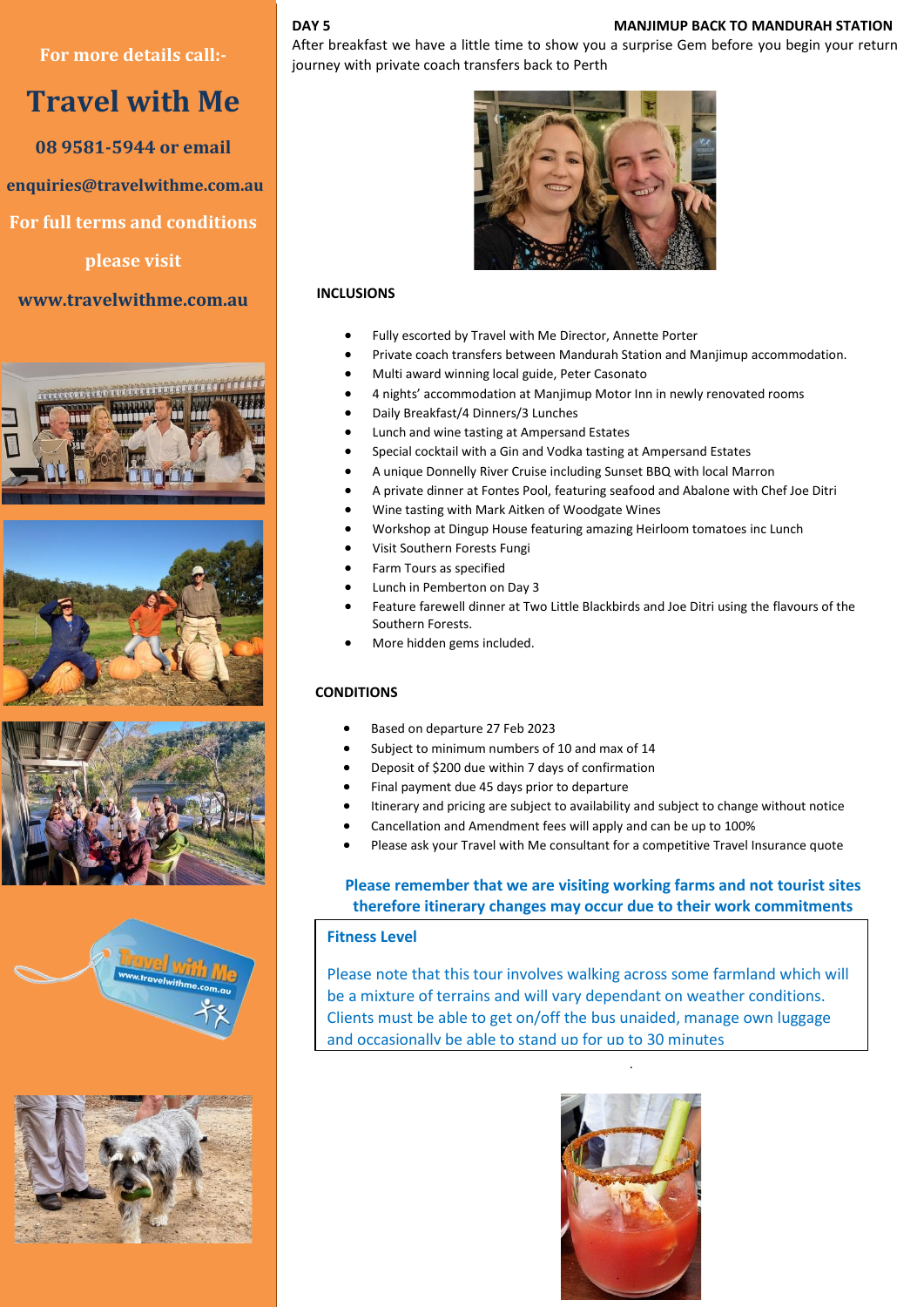For more details call:-

# Travel with Me

**08 9581-5944 or email**

**enquiries@travelwithme.com.au**

**For full terms and conditions please visit**

**www.travelwithme.com.au**

**DAY 5** **MANJIMUP BACK TO MANDURAH STATION**

After breakfast we have a little time to show you a surprise Gem before you begin your return journey with private coach transfers back to Perth

## INCLUSIONS

- Fully escorted by Travel with Me Director, Annette Porter
- Private coach transfers between Mandurah Station and Manjimup accommodation.
- Multi award winning local guide, Peter Casonato
- 4 nights' accommodation at Manjimup Motor Inn in newly renovated rooms
- Daily Breakfast/4 Dinners/3 Lunches
- Lunch and wine tasting at Ampersand Estates
- Special cocktail with a Gin and Vodka tasting at Ampersand Estates
- A unique Donnelly River Cruise including Sunset BBQ with local Marron
- A private dinner at Fontes Pool, featuring seafood and Abalone with Chef Joe Ditri
- Wine tasting with Mark Aitken of Woodgate Wines
- Workshop at Dingup House featuring amazing Heirloom tomatoes inc Lunch
- Visit Southern Forests Fungi
- Farm Tours as specified
- Lunch in Pemberton on Day 3
- Feature farewell dinner at Two Little Blackbirds and Joe Ditri using the flavours of the Southern Forests.
- More hidden gems included.

## CONDITIONS

- Based on departure 27 Feb 2023
- Subject to minimum numbers of 10 and max of 14
- Deposit of $200 due within 7 days of confirmation
- Final payment due 45 days prior to departure
- Itinerary and pricing are subject to availability and subject to change without notice
- Cancellation and Amendment fees will apply and can be up to 100%
- Please ask your Travel with Me consultant for a competitive Travel Insurance quote

**Please remember that we are visiting working farms and not tourist sites therefore itinerary changes may occur due to their work commitments**

**Fitness Level**

Please note that this tour involves walking across some farmland which will be a mixture of terrains and will vary dependant on weather conditions. Clients must be able to get on/off the bus unaided, manage own luggage and occasionally be able to stand up for up to 30 minutes